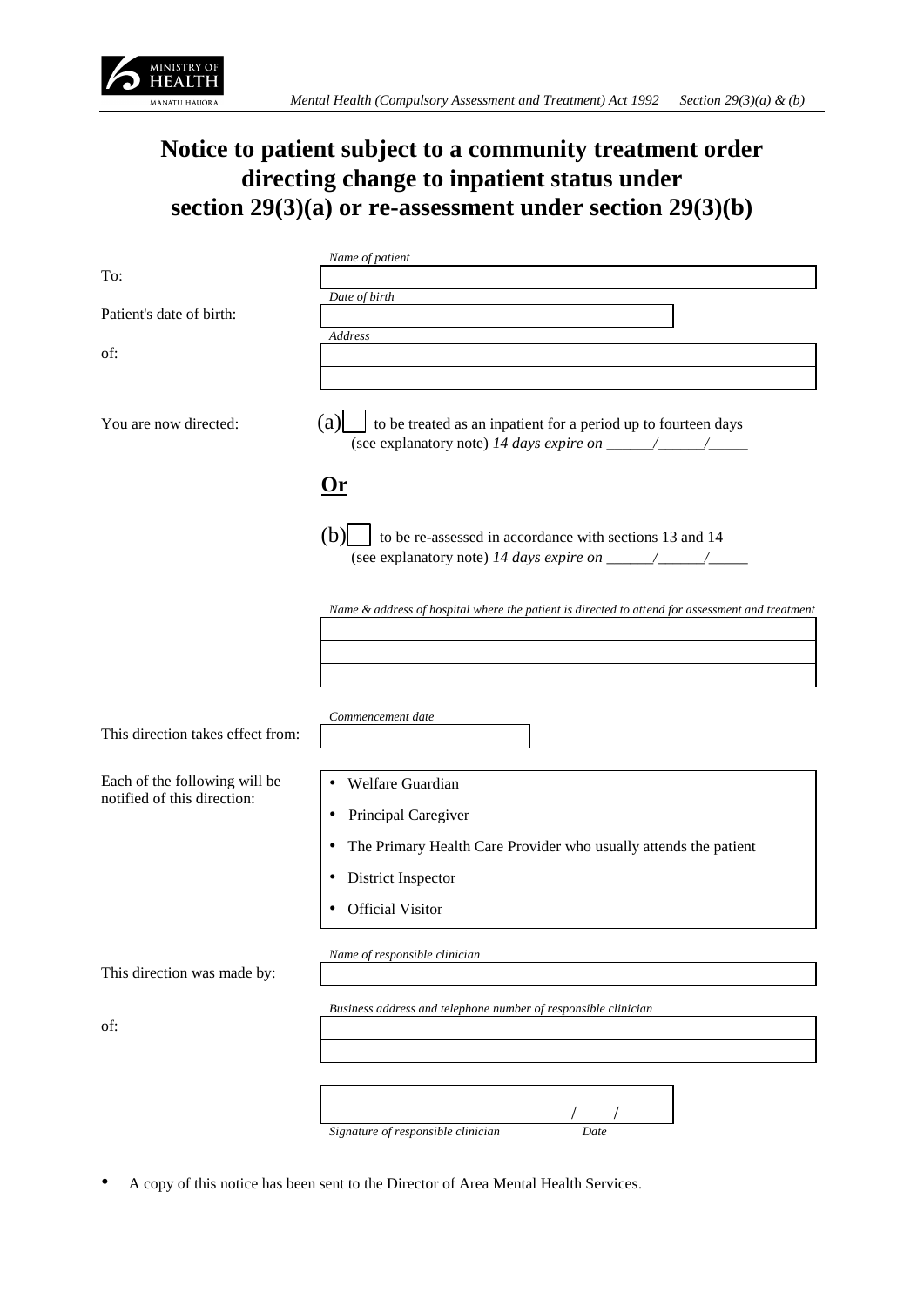*Mental Health (Compulsory Assessment and Treatment) Act 1992 Section 29(3)(a) & (b)*

# Notice to patient subject to a community treatment order directing change to inpatient status under section 29(3)(a) or re-assessment under section 29(3)(b)

To: *Name of patient* ______________________________

Patient's date of birth: *Date of birth* ______________________________

of: *Address* ______________________________

______________________________

You are now directed:

(a) ☐ to be treated as an inpatient for a period up to fourteen days (see explanatory note) *14 days expire on* ______/______/_____

**Or**

(b) ☐ to be re-assessed in accordance with sections 13 and 14 (see explanatory note) *14 days expire on* ______/______/_____

*Name & address of hospital where the patient is directed to attend for assessment and treatment*

______________________________

______________________________

______________________________

This direction takes effect from: *Commencement date* ______________________________

Each of the following will be notified of this direction:

- Welfare Guardian
- Principal Caregiver
- The Primary Health Care Provider who usually attends the patient
- District Inspector
- Official Visitor

This direction was made by: *Name of responsible clinician* ______________________________

of: *Business address and telephone number of responsible clinician*

______________________________

______________________________

______________________________ / /

*Signature of responsible clinician* *Date*

- A copy of this notice has been sent to the Director of Area Mental Health Services.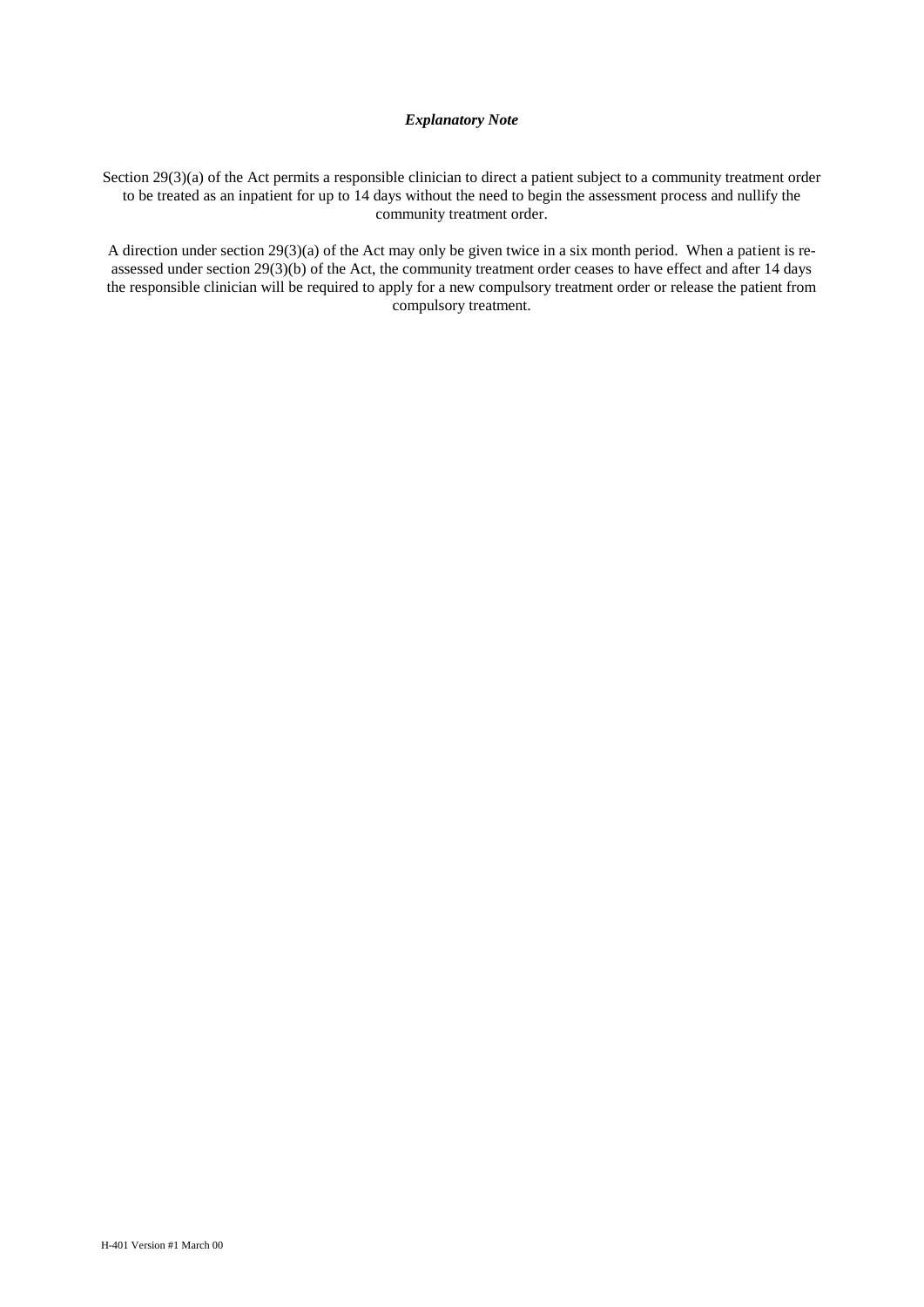***Explanatory Note***

Section 29(3)(a) of the Act permits a responsible clinician to direct a patient subject to a community treatment order to be treated as an inpatient for up to 14 days without the need to begin the assessment process and nullify the community treatment order.

A direction under section 29(3)(a) of the Act may only be given twice in a six month period. When a patient is re-assessed under section 29(3)(b) of the Act, the community treatment order ceases to have effect and after 14 days the responsible clinician will be required to apply for a new compulsory treatment order or release the patient from compulsory treatment.

H-401 Version #1 March 00